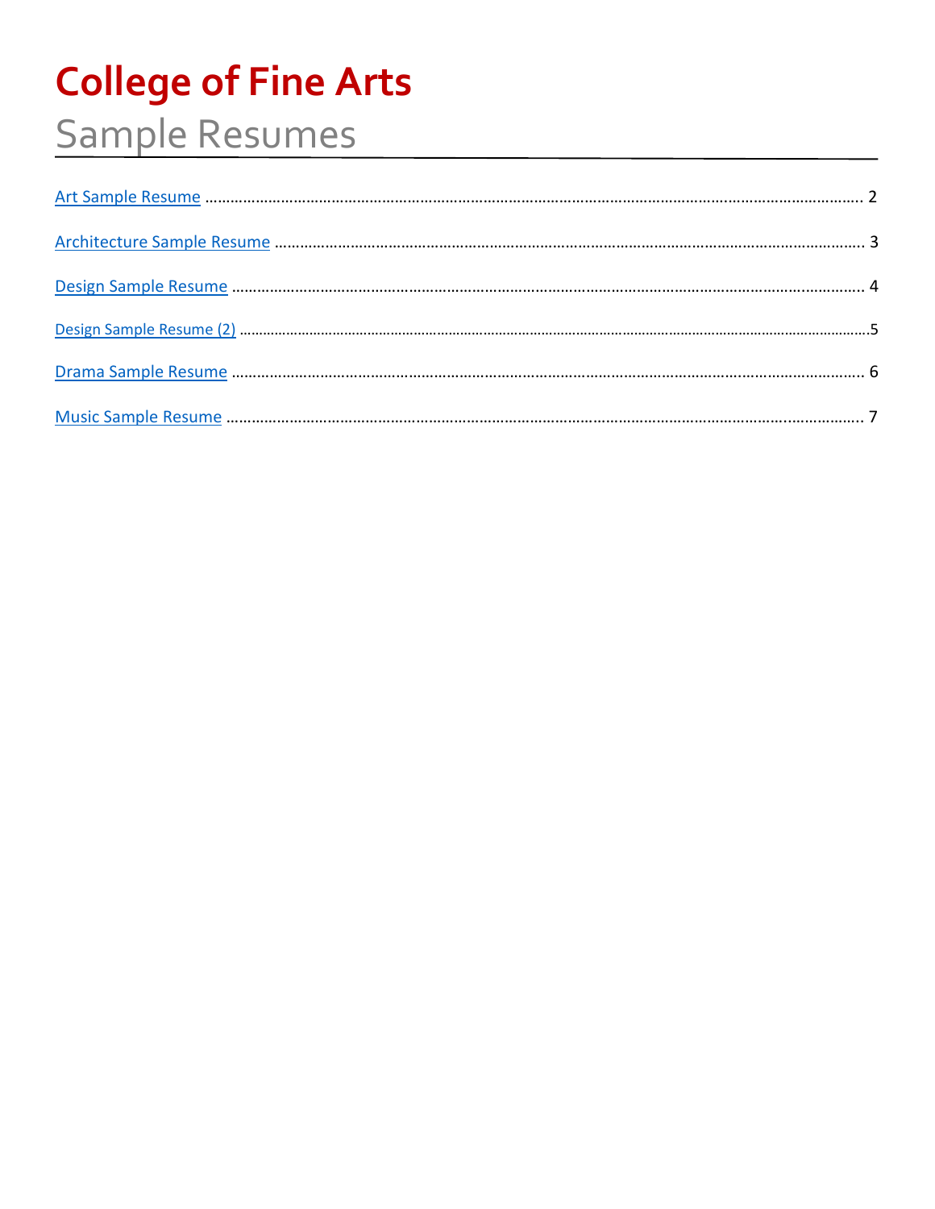# College of Fine Arts

## Sample Resumes

[Art Sample Resume](#) ........................................................................................................................................ 2

[Architecture Sample Resume](#) ........................................................................................................................ 3

[Design Sample Resume](#) ................................................................................................................................ 4

[Design Sample Resume (2)](#) ..............................................................................................................................5

[Drama Sample Resume](#) ................................................................................................................................ 6

[Music Sample Resume](#) ................................................................................................................................. 7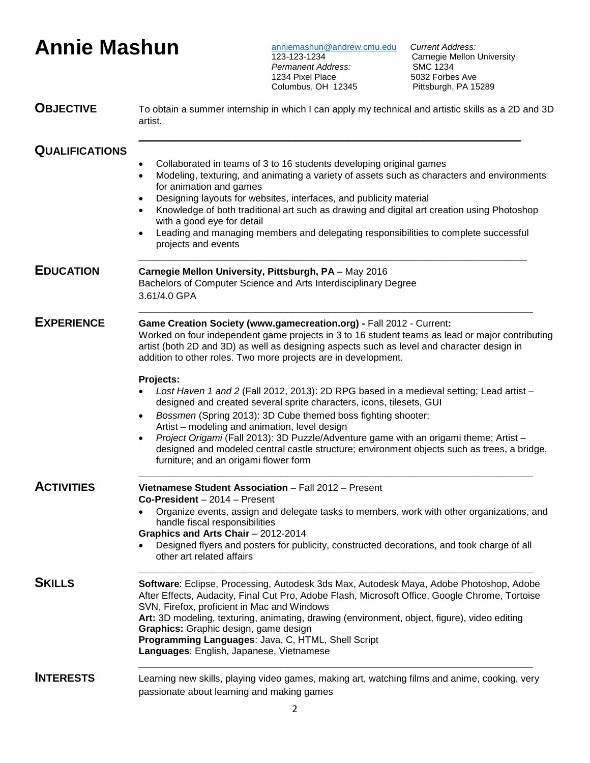# Annie Mashun

anniemashun@andrew.cmu.edu
123-123-1234
*Permanent Address:*
1234 Pixel Place
Columbus, OH 12345

*Current Address:*
Carnegie Mellon University
SMC 1234
5032 Forbes Ave
Pittsburgh, PA 15289

## OBJECTIVE

To obtain a summer internship in which I can apply my technical and artistic skills as a 2D and 3D artist.

## QUALIFICATIONS

- Collaborated in teams of 3 to 16 students developing original games
- Modeling, texturing, and animating a variety of assets such as characters and environments for animation and games
- Designing layouts for websites, interfaces, and publicity material
- Knowledge of both traditional art such as drawing and digital art creation using Photoshop with a good eye for detail
- Leading and managing members and delegating responsibilities to complete successful projects and events

## EDUCATION

**Carnegie Mellon University, Pittsburgh, PA** – May 2016
Bachelors of Computer Science and Arts Interdisciplinary Degree
3.61/4.0 GPA

## EXPERIENCE

**Game Creation Society (www.gamecreation.org) -** Fall 2012 - Current**:**
Worked on four independent game projects in 3 to 16 student teams as lead or major contributing artist (both 2D and 3D) as well as designing aspects such as level and character design in addition to other roles. Two more projects are in development.

**Projects:**

- *Lost Haven 1 and 2* (Fall 2012, 2013): 2D RPG based in a medieval setting; Lead artist – designed and created several sprite characters, icons, tilesets, GUI
- *Bossmen* (Spring 2013): 3D Cube themed boss fighting shooter; Artist – modeling and animation, level design
- *Project Origami* (Fall 2013): 3D Puzzle/Adventure game with an origami theme; Artist – designed and modeled central castle structure; environment objects such as trees, a bridge, furniture; and an origami flower form

## ACTIVITIES

**Vietnamese Student Association** – Fall 2012 – Present
**Co-President** – 2014 – Present

- Organize events, assign and delegate tasks to members, work with other organizations, and handle fiscal responsibilities

**Graphics and Arts Chair** – 2012-2014

- Designed flyers and posters for publicity, constructed decorations, and took charge of all other art related affairs

## SKILLS

**Software**: Eclipse, Processing, Autodesk 3ds Max, Autodesk Maya, Adobe Photoshop, Adobe After Effects, Audacity, Final Cut Pro, Adobe Flash, Microsoft Office, Google Chrome, Tortoise SVN, Firefox, proficient in Mac and Windows
**Art:** 3D modeling, texturing, animating, drawing (environment, object, figure), video editing
**Graphics:** Graphic design, game design
**Programming Languages**: Java, C, HTML, Shell Script
**Languages**: English, Japanese, Vietnamese

## INTERESTS

Learning new skills, playing video games, making art, watching films and anime, cooking, very passionate about learning and making games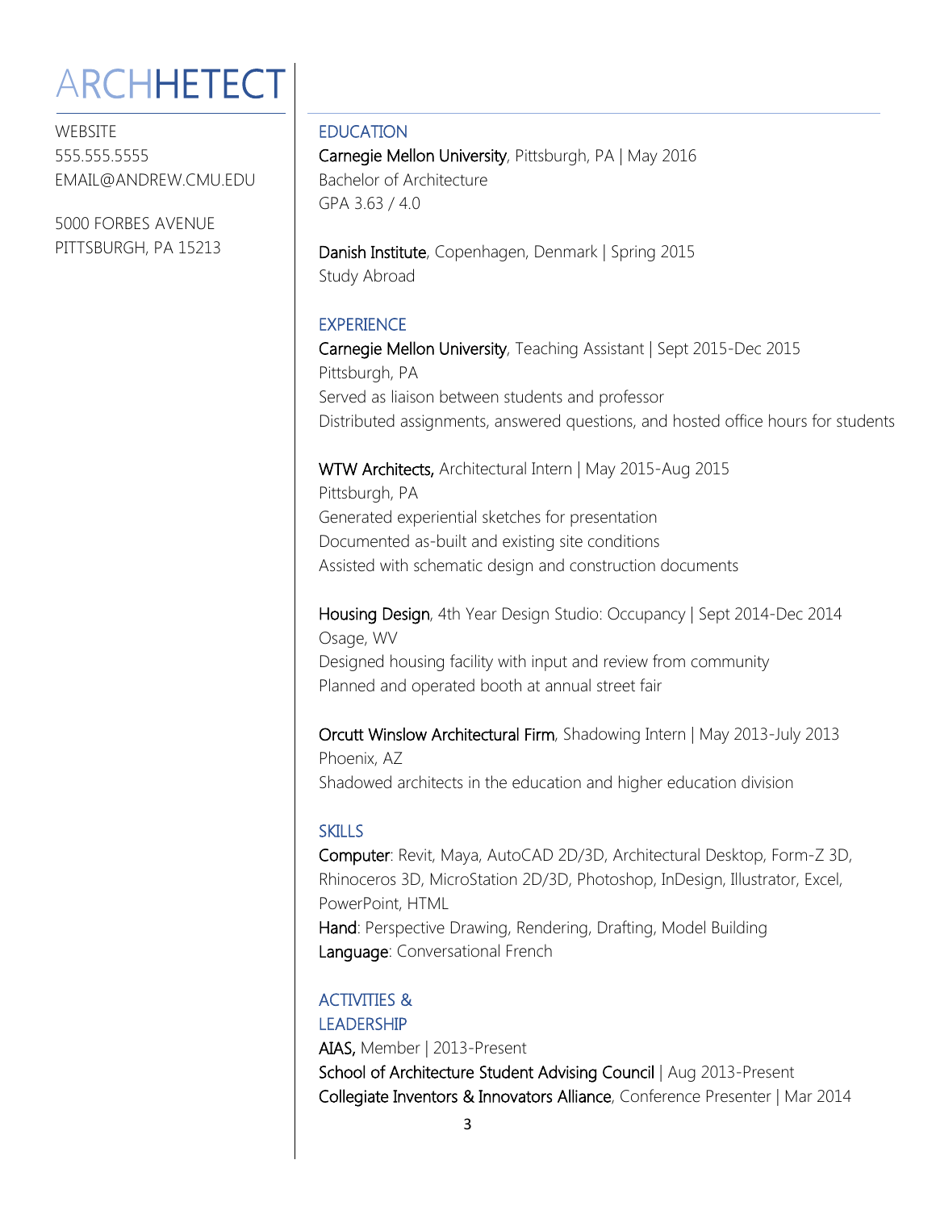# ARCHHETECT

WEBSITE
555.555.5555
EMAIL@ANDREW.CMU.EDU

5000 FORBES AVENUE
PITTSBURGH, PA 15213

## EDUCATION

**Carnegie Mellon University**, Pittsburgh, PA | May 2016
Bachelor of Architecture
GPA 3.63 / 4.0

**Danish Institute**, Copenhagen, Denmark | Spring 2015
Study Abroad

## EXPERIENCE

**Carnegie Mellon University**, Teaching Assistant | Sept 2015-Dec 2015
Pittsburgh, PA
Served as liaison between students and professor
Distributed assignments, answered questions, and hosted office hours for students

**WTW Architects,** Architectural Intern | May 2015-Aug 2015
Pittsburgh, PA
Generated experiential sketches for presentation
Documented as-built and existing site conditions
Assisted with schematic design and construction documents

**Housing Design**, 4th Year Design Studio: Occupancy | Sept 2014-Dec 2014
Osage, WV
Designed housing facility with input and review from community
Planned and operated booth at annual street fair

**Orcutt Winslow Architectural Firm**, Shadowing Intern | May 2013-July 2013
Phoenix, AZ
Shadowed architects in the education and higher education division

## SKILLS

**Computer**: Revit, Maya, AutoCAD 2D/3D, Architectural Desktop, Form-Z 3D, Rhinoceros 3D, MicroStation 2D/3D, Photoshop, InDesign, Illustrator, Excel, PowerPoint, HTML
**Hand**: Perspective Drawing, Rendering, Drafting, Model Building
**Language**: Conversational French

## ACTIVITIES & LEADERSHIP

**AIAS,** Member | 2013-Present
**School of Architecture Student Advising Council** | Aug 2013-Present
**Collegiate Inventors & Innovators Alliance**, Conference Presenter | Mar 2014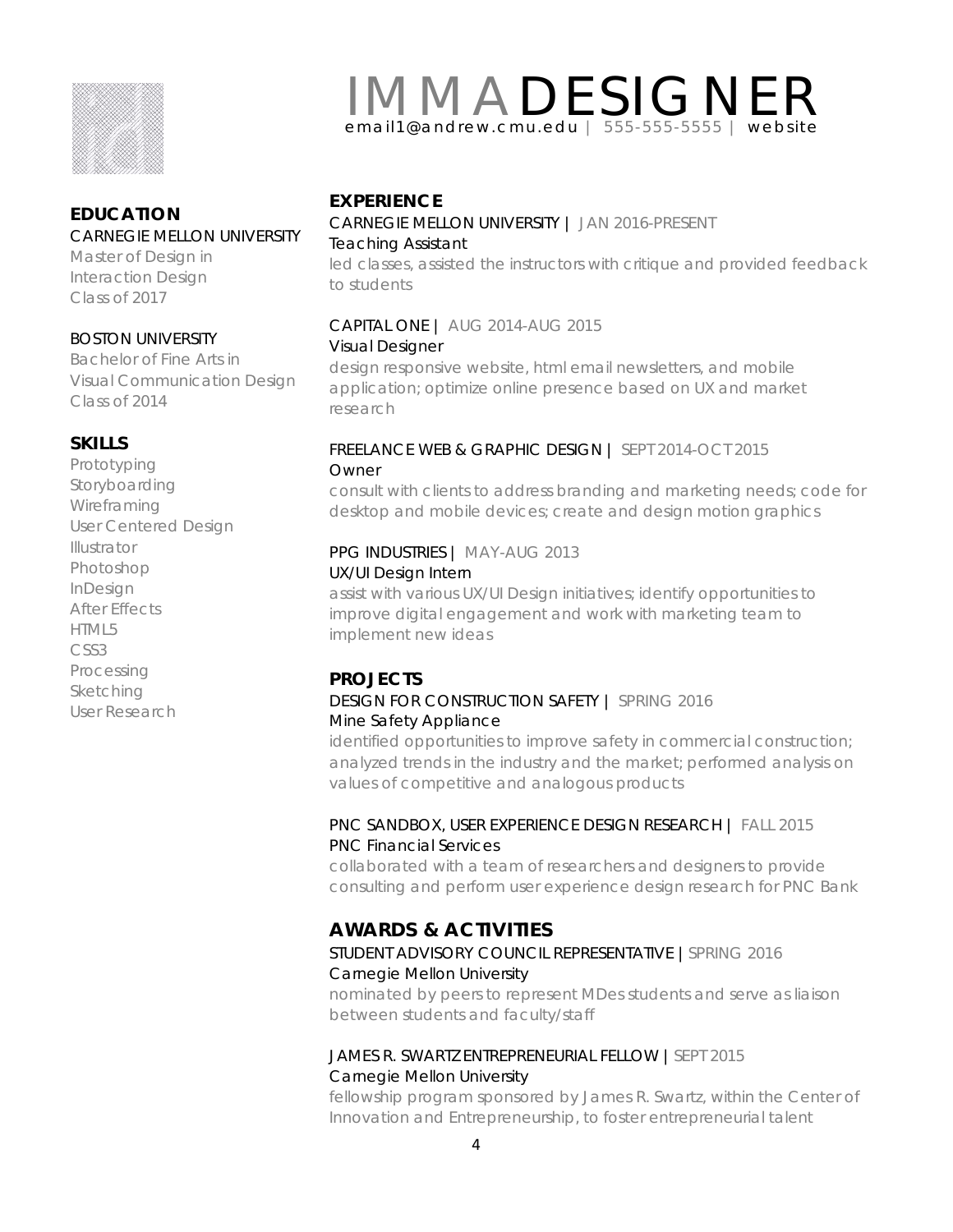# IMMA DESIGNER

email1@andrew.cmu.edu | 555-555-5555 | website

## EDUCATION

CARNEGIE MELLON UNIVERSITY
Master of Design in
Interaction Design
Class of 2017

BOSTON UNIVERSITY
Bachelor of Fine Arts in
Visual Communication Design
Class of 2014

## SKILLS

Prototyping
Storyboarding
Wireframing
User Centered Design
Illustrator
Photoshop
InDesign
After Effects
HTML5
CSS3
Processing
Sketching
User Research

## EXPERIENCE

CARNEGIE MELLON UNIVERSITY | JAN 2016-PRESENT
Teaching Assistant
led classes, assisted the instructors with critique and provided feedback to students

CAPITAL ONE | AUG 2014-AUG 2015
Visual Designer
design responsive website, html email newsletters, and mobile application; optimize online presence based on UX and market research

FREELANCE WEB & GRAPHIC DESIGN | SEPT 2014-OCT 2015
Owner
consult with clients to address branding and marketing needs; code for desktop and mobile devices; create and design motion graphics

PPG INDUSTRIES | MAY-AUG 2013
UX/UI Design Intern
assist with various UX/UI Design initiatives; identify opportunities to improve digital engagement and work with marketing team to implement new ideas

## PROJECTS

DESIGN FOR CONSTRUCTION SAFETY | SPRING 2016
Mine Safety Appliance
identified opportunities to improve safety in commercial construction; analyzed trends in the industry and the market; performed analysis on values of competitive and analogous products

PNC SANDBOX, USER EXPERIENCE DESIGN RESEARCH | FALL 2015
PNC Financial Services
collaborated with a team of researchers and designers to provide consulting and perform user experience design research for PNC Bank

## AWARDS & ACTIVITIES

STUDENT ADVISORY COUNCIL REPRESENTATIVE | SPRING 2016
Carnegie Mellon University
nominated by peers to represent MDes students and serve as liaison between students and faculty/staff

JAMES R. SWARTZ ENTREPRENEURIAL FELLOW | SEPT 2015
Carnegie Mellon University
fellowship program sponsored by James R. Swartz, within the Center of Innovation and Entrepreneurship, to foster entrepreneurial talent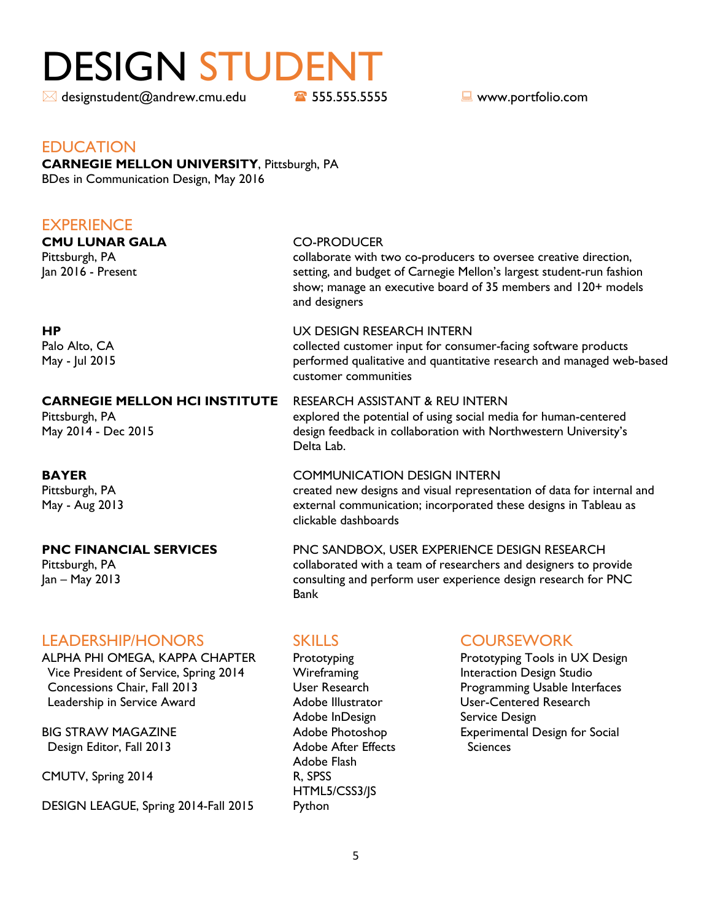# DESIGN STUDENT

✉ designstudent@andrew.cmu.edu ☎ 555.555.5555 💻 www.portfolio.com

## EDUCATION

**CARNEGIE MELLON UNIVERSITY**, Pittsburgh, PA
BDes in Communication Design, May 2016

## EXPERIENCE

**CMU LUNAR GALA**
Pittsburgh, PA
Jan 2016 - Present

CO-PRODUCER
collaborate with two co-producers to oversee creative direction, setting, and budget of Carnegie Mellon's largest student-run fashion show; manage an executive board of 35 members and 120+ models and designers

**HP**
Palo Alto, CA
May - Jul 2015

UX DESIGN RESEARCH INTERN
collected customer input for consumer-facing software products
performed qualitative and quantitative research and managed web-based customer communities

**CARNEGIE MELLON HCI INSTITUTE**
Pittsburgh, PA
May 2014 - Dec 2015

RESEARCH ASSISTANT & REU INTERN
explored the potential of using social media for human-centered design feedback in collaboration with Northwestern University's Delta Lab.

**BAYER**
Pittsburgh, PA
May - Aug 2013

COMMUNICATION DESIGN INTERN
created new designs and visual representation of data for internal and external communication; incorporated these designs in Tableau as clickable dashboards

**PNC FINANCIAL SERVICES**
Pittsburgh, PA
Jan – May 2013

PNC SANDBOX, USER EXPERIENCE DESIGN RESEARCH
collaborated with a team of researchers and designers to provide consulting and perform user experience design research for PNC Bank

## LEADERSHIP/HONORS

ALPHA PHI OMEGA, KAPPA CHAPTER
- Vice President of Service, Spring 2014
- Concessions Chair, Fall 2013
- Leadership in Service Award

BIG STRAW MAGAZINE
- Design Editor, Fall 2013

CMUTV, Spring 2014

DESIGN LEAGUE, Spring 2014-Fall 2015

## SKILLS

Prototyping
Wireframing
User Research
Adobe Illustrator
Adobe InDesign
Adobe Photoshop
Adobe After Effects
Adobe Flash
R, SPSS
HTML5/CSS3/JS
Python

## COURSEWORK

Prototyping Tools in UX Design
Interaction Design Studio
Programming Usable Interfaces
User-Centered Research
Service Design
Experimental Design for Social Sciences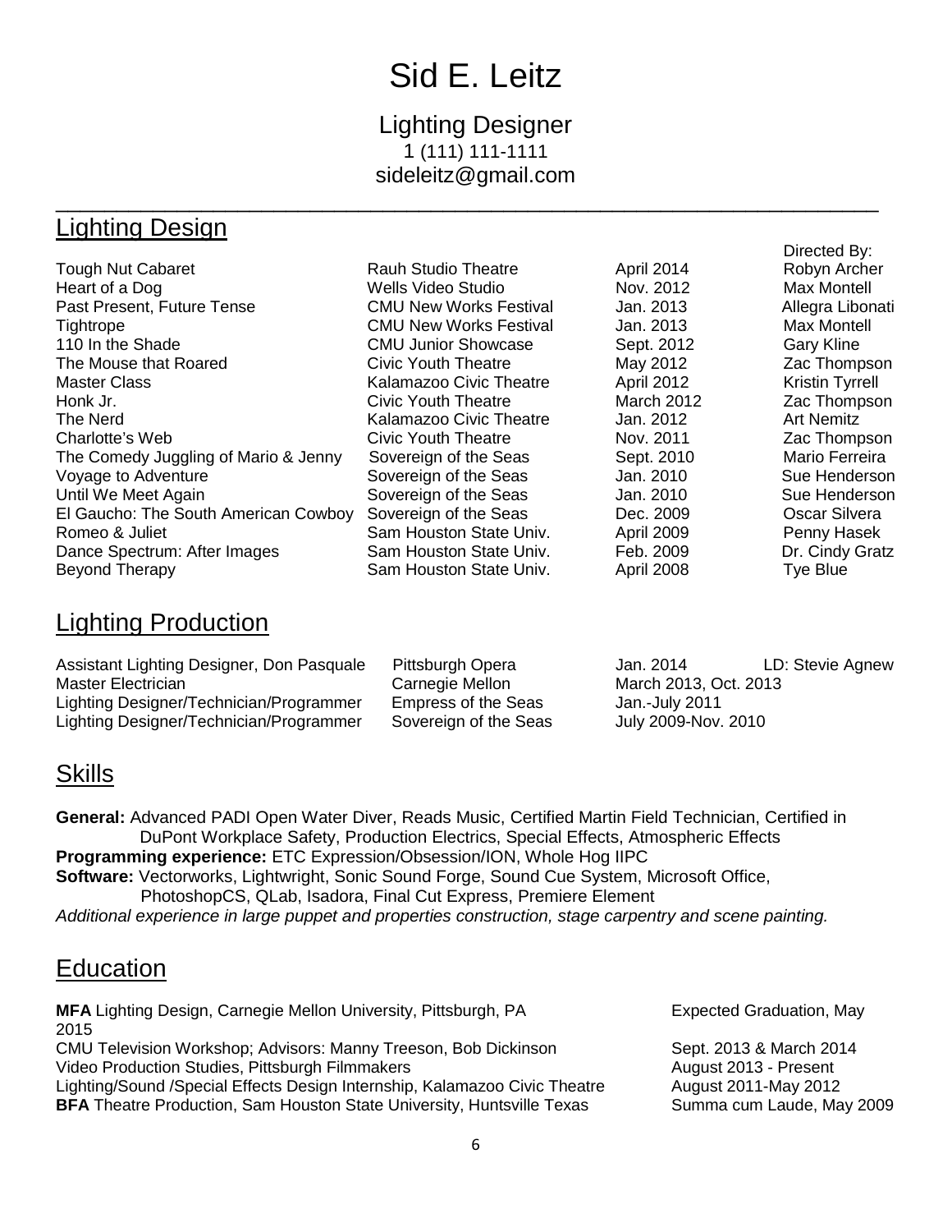# Sid E. Leitz

## Lighting Designer

1 (111) 111-1111
sideleitz@gmail.com

---

## Lighting Design

| | | | Directed By: |
|---|---|---|---|
| Tough Nut Cabaret | Rauh Studio Theatre | April 2014 | Robyn Archer |
| Heart of a Dog | Wells Video Studio | Nov. 2012 | Max Montell |
| Past Present, Future Tense | CMU New Works Festival | Jan. 2013 | Allegra Libonati |
| Tightrope | CMU New Works Festival | Jan. 2013 | Max Montell |
| 110 In the Shade | CMU Junior Showcase | Sept. 2012 | Gary Kline |
| The Mouse that Roared | Civic Youth Theatre | May 2012 | Zac Thompson |
| Master Class | Kalamazoo Civic Theatre | April 2012 | Kristin Tyrrell |
| Honk Jr. | Civic Youth Theatre | March 2012 | Zac Thompson |
| The Nerd | Kalamazoo Civic Theatre | Jan. 2012 | Art Nemitz |
| Charlotte's Web | Civic Youth Theatre | Nov. 2011 | Zac Thompson |
| The Comedy Juggling of Mario & Jenny | Sovereign of the Seas | Sept. 2010 | Mario Ferreira |
| Voyage to Adventure | Sovereign of the Seas | Jan. 2010 | Sue Henderson |
| Until We Meet Again | Sovereign of the Seas | Jan. 2010 | Sue Henderson |
| El Gaucho: The South American Cowboy | Sovereign of the Seas | Dec. 2009 | Oscar Silvera |
| Romeo & Juliet | Sam Houston State Univ. | April 2009 | Penny Hasek |
| Dance Spectrum: After Images | Sam Houston State Univ. | Feb. 2009 | Dr. Cindy Gratz |
| Beyond Therapy | Sam Houston State Univ. | April 2008 | Tye Blue |

## Lighting Production

| | | | |
|---|---|---|---|
| Assistant Lighting Designer, Don Pasquale | Pittsburgh Opera | Jan. 2014 | LD: Stevie Agnew |
| Master Electrician | Carnegie Mellon | March 2013, Oct. 2013 | |
| Lighting Designer/Technician/Programmer | Empress of the Seas | Jan.-July 2011 | |
| Lighting Designer/Technician/Programmer | Sovereign of the Seas | July 2009-Nov. 2010 | |

## Skills

**General:** Advanced PADI Open Water Diver, Reads Music, Certified Martin Field Technician, Certified in DuPont Workplace Safety, Production Electrics, Special Effects, Atmospheric Effects
**Programming experience:** ETC Expression/Obsession/ION, Whole Hog IIPC
**Software:** Vectorworks, Lightwright, Sonic Sound Forge, Sound Cue System, Microsoft Office, PhotoshopCS, QLab, Isadora, Final Cut Express, Premiere Element
*Additional experience in large puppet and properties construction, stage carpentry and scene painting.*

## Education

| | |
|---|---|
| **MFA** Lighting Design, Carnegie Mellon University, Pittsburgh, PA | Expected Graduation, May 2015 |
| CMU Television Workshop; Advisors: Manny Treeson, Bob Dickinson | Sept. 2013 & March 2014 |
| Video Production Studies, Pittsburgh Filmmakers | August 2013 - Present |
| Lighting/Sound /Special Effects Design Internship, Kalamazoo Civic Theatre | August 2011-May 2012 |
| **BFA** Theatre Production, Sam Houston State University, Huntsville Texas | Summa cum Laude, May 2009 |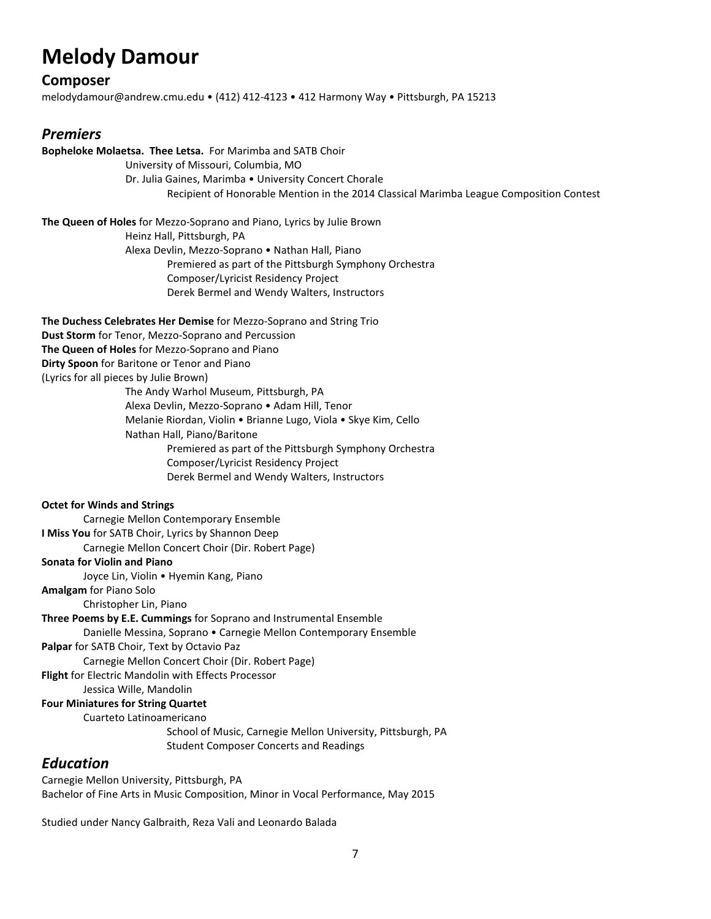# Melody Damour

## Composer

melodydamour@andrew.cmu.edu • (412) 412-4123 • 412 Harmony Way • Pittsburgh, PA 15213

## *Premiers*

**Bopheloke Molaetsa. Thee Letsa.** For Marimba and SATB Choir
University of Missouri, Columbia, MO
Dr. Julia Gaines, Marimba • University Concert Chorale
Recipient of Honorable Mention in the 2014 Classical Marimba League Composition Contest

**The Queen of Holes** for Mezzo-Soprano and Piano, Lyrics by Julie Brown
Heinz Hall, Pittsburgh, PA
Alexa Devlin, Mezzo-Soprano • Nathan Hall, Piano
Premiered as part of the Pittsburgh Symphony Orchestra
Composer/Lyricist Residency Project
Derek Bermel and Wendy Walters, Instructors

**The Duchess Celebrates Her Demise** for Mezzo-Soprano and String Trio
**Dust Storm** for Tenor, Mezzo-Soprano and Percussion
**The Queen of Holes** for Mezzo-Soprano and Piano
**Dirty Spoon** for Baritone or Tenor and Piano
(Lyrics for all pieces by Julie Brown)
The Andy Warhol Museum, Pittsburgh, PA
Alexa Devlin, Mezzo-Soprano • Adam Hill, Tenor
Melanie Riordan, Violin • Brianne Lugo, Viola • Skye Kim, Cello
Nathan Hall, Piano/Baritone
Premiered as part of the Pittsburgh Symphony Orchestra
Composer/Lyricist Residency Project
Derek Bermel and Wendy Walters, Instructors

**Octet for Winds and Strings**
Carnegie Mellon Contemporary Ensemble
**I Miss You** for SATB Choir, Lyrics by Shannon Deep
Carnegie Mellon Concert Choir (Dir. Robert Page)
**Sonata for Violin and Piano**
Joyce Lin, Violin • Hyemin Kang, Piano
**Amalgam** for Piano Solo
Christopher Lin, Piano
**Three Poems by E.E. Cummings** for Soprano and Instrumental Ensemble
Danielle Messina, Soprano • Carnegie Mellon Contemporary Ensemble
**Palpar** for SATB Choir, Text by Octavio Paz
Carnegie Mellon Concert Choir (Dir. Robert Page)
**Flight** for Electric Mandolin with Effects Processor
Jessica Wille, Mandolin
**Four Miniatures for String Quartet**
Cuarteto Latinoamericano
School of Music, Carnegie Mellon University, Pittsburgh, PA
Student Composer Concerts and Readings

## *Education*

Carnegie Mellon University, Pittsburgh, PA
Bachelor of Fine Arts in Music Composition, Minor in Vocal Performance, May 2015

Studied under Nancy Galbraith, Reza Vali and Leonardo Balada